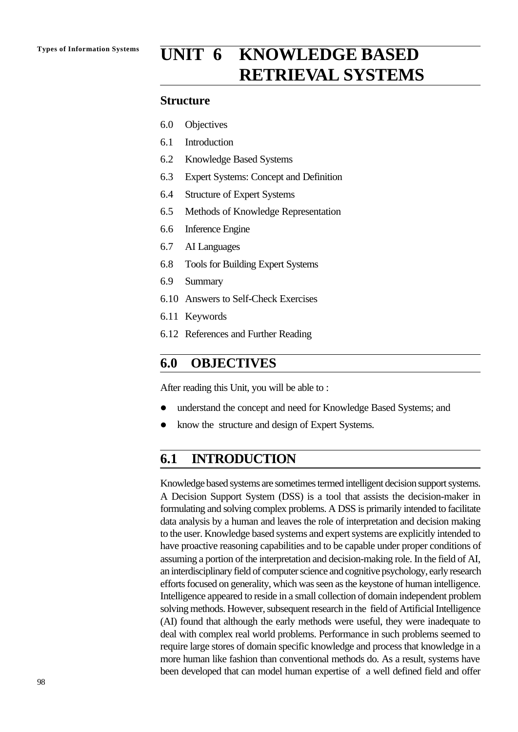# UNIT 6 KNOWLEDGE BASED RETRIEVAL SYSTEMS

## Structure

6.0 Objectives

6.1 Introduction

6.2 Knowledge Based Systems

6.3 Expert Systems: Concept and Definition

6.4 Structure of Expert Systems

6.5 Methods of Knowledge Representation

6.6 Inference Engine

6.7 AI Languages

6.8 Tools for Building Expert Systems

6.9 Summary

6.10 Answers to Self-Check Exercises

6.11 Keywords

6.12 References and Further Reading

## 6.0 OBJECTIVES

After reading this Unit, you will be able to :

- understand the concept and need for Knowledge Based Systems; and
- know the structure and design of Expert Systems.

## 6.1 INTRODUCTION

Knowledge based systems are sometimes termed intelligent decision support systems. A Decision Support System (DSS) is a tool that assists the decision-maker in formulating and solving complex problems. A DSS is primarily intended to facilitate data analysis by a human and leaves the role of interpretation and decision making to the user. Knowledge based systems and expert systems are explicitly intended to have proactive reasoning capabilities and to be capable under proper conditions of assuming a portion of the interpretation and decision-making role. In the field of AI, an interdisciplinary field of computer science and cognitive psychology, early research efforts focused on generality, which was seen as the keystone of human intelligence. Intelligence appeared to reside in a small collection of domain independent problem solving methods. However, subsequent research in the field of Artificial Intelligence (AI) found that although the early methods were useful, they were inadequate to deal with complex real world problems. Performance in such problems seemed to require large stores of domain specific knowledge and process that knowledge in a more human like fashion than conventional methods do. As a result, systems have been developed that can model human expertise of a well defined field and offer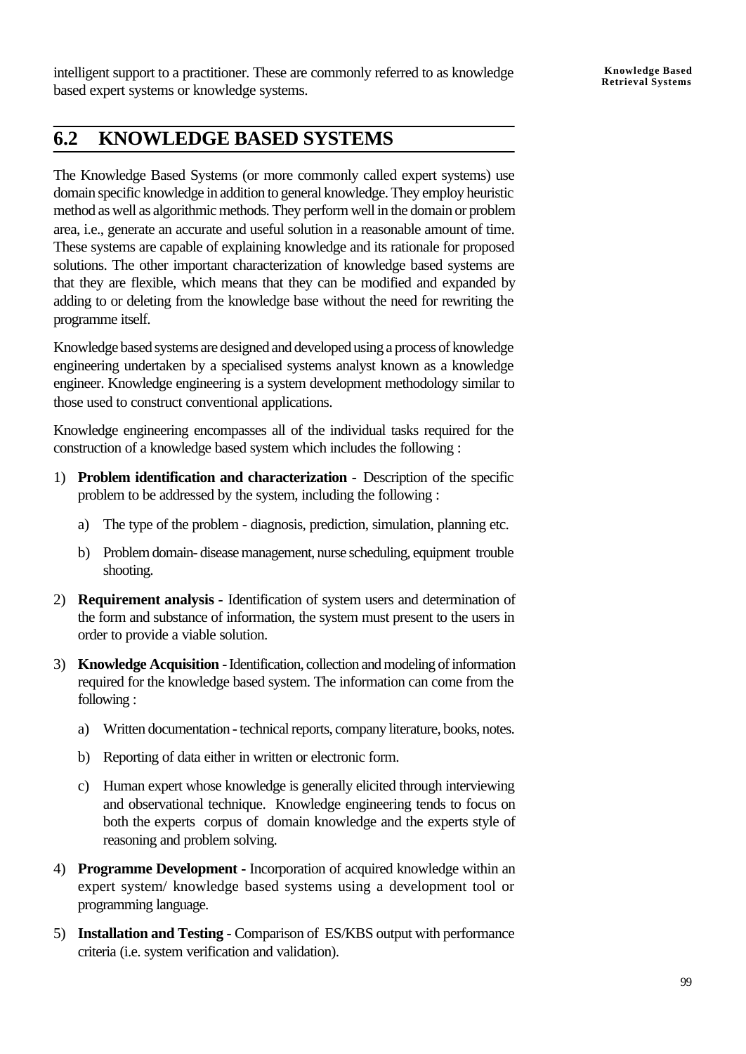intelligent support to a practitioner. These are commonly referred to as knowledge based expert systems or knowledge systems.

## 6.2 KNOWLEDGE BASED SYSTEMS

The Knowledge Based Systems (or more commonly called expert systems) use domain specific knowledge in addition to general knowledge. They employ heuristic method as well as algorithmic methods. They perform well in the domain or problem area, i.e., generate an accurate and useful solution in a reasonable amount of time. These systems are capable of explaining knowledge and its rationale for proposed solutions. The other important characterization of knowledge based systems are that they are flexible, which means that they can be modified and expanded by adding to or deleting from the knowledge base without the need for rewriting the programme itself.

Knowledge based systems are designed and developed using a process of knowledge engineering undertaken by a specialised systems analyst known as a knowledge engineer. Knowledge engineering is a system development methodology similar to those used to construct conventional applications.

Knowledge engineering encompasses all of the individual tasks required for the construction of a knowledge based system which includes the following :

1) **Problem identification and characterization -** Description of the specific problem to be addressed by the system, including the following :

    a) The type of the problem - diagnosis, prediction, simulation, planning etc.

    b) Problem domain- disease management, nurse scheduling, equipment trouble shooting.

2) **Requirement analysis -** Identification of system users and determination of the form and substance of information, the system must present to the users in order to provide a viable solution.

3) **Knowledge Acquisition -** Identification, collection and modeling of information required for the knowledge based system. The information can come from the following :

    a) Written documentation - technical reports, company literature, books, notes.

    b) Reporting of data either in written or electronic form.

    c) Human expert whose knowledge is generally elicited through interviewing and observational technique. Knowledge engineering tends to focus on both the experts corpus of domain knowledge and the experts style of reasoning and problem solving.

4) **Programme Development -** Incorporation of acquired knowledge within an expert system/ knowledge based systems using a development tool or programming language.

5) **Installation and Testing -** Comparison of ES/KBS output with performance criteria (i.e. system verification and validation).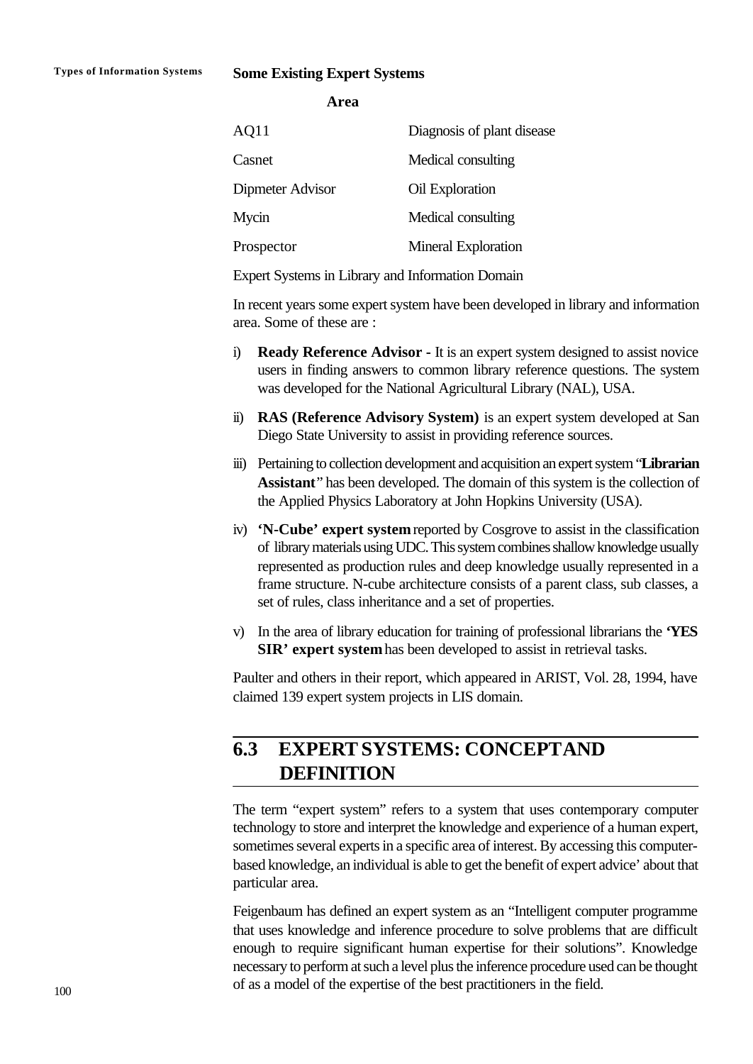**Some Existing Expert Systems**

| | Area |
|---|---|
| AQ11 | Diagnosis of plant disease |
| Casnet | Medical consulting |
| Dipmeter Advisor | Oil Exploration |
| Mycin | Medical consulting |
| Prospector | Mineral Exploration |

Expert Systems in Library and Information Domain

In recent years some expert system have been developed in library and information area. Some of these are :

i) **Ready Reference Advisor -** It is an expert system designed to assist novice users in finding answers to common library reference questions. The system was developed for the National Agricultural Library (NAL), USA.

ii) **RAS (Reference Advisory System)** is an expert system developed at San Diego State University to assist in providing reference sources.

iii) Pertaining to collection development and acquisition an expert system "**Librarian Assistant**" has been developed. The domain of this system is the collection of the Applied Physics Laboratory at John Hopkins University (USA).

iv) **'N-Cube' expert system** reported by Cosgrove to assist in the classification of library materials using UDC. This system combines shallow knowledge usually represented as production rules and deep knowledge usually represented in a frame structure. N-cube architecture consists of a parent class, sub classes, a set of rules, class inheritance and a set of properties.

v) In the area of library education for training of professional librarians the **'YES SIR' expert system** has been developed to assist in retrieval tasks.

Paulter and others in their report, which appeared in ARIST, Vol. 28, 1994, have claimed 139 expert system projects in LIS domain.

## 6.3 EXPERT SYSTEMS: CONCEPT AND DEFINITION

The term "expert system" refers to a system that uses contemporary computer technology to store and interpret the knowledge and experience of a human expert, sometimes several experts in a specific area of interest. By accessing this computer-based knowledge, an individual is able to get the benefit of expert advice' about that particular area.

Feigenbaum has defined an expert system as an "Intelligent computer programme that uses knowledge and inference procedure to solve problems that are difficult enough to require significant human expertise for their solutions". Knowledge necessary to perform at such a level plus the inference procedure used can be thought of as a model of the expertise of the best practitioners in the field.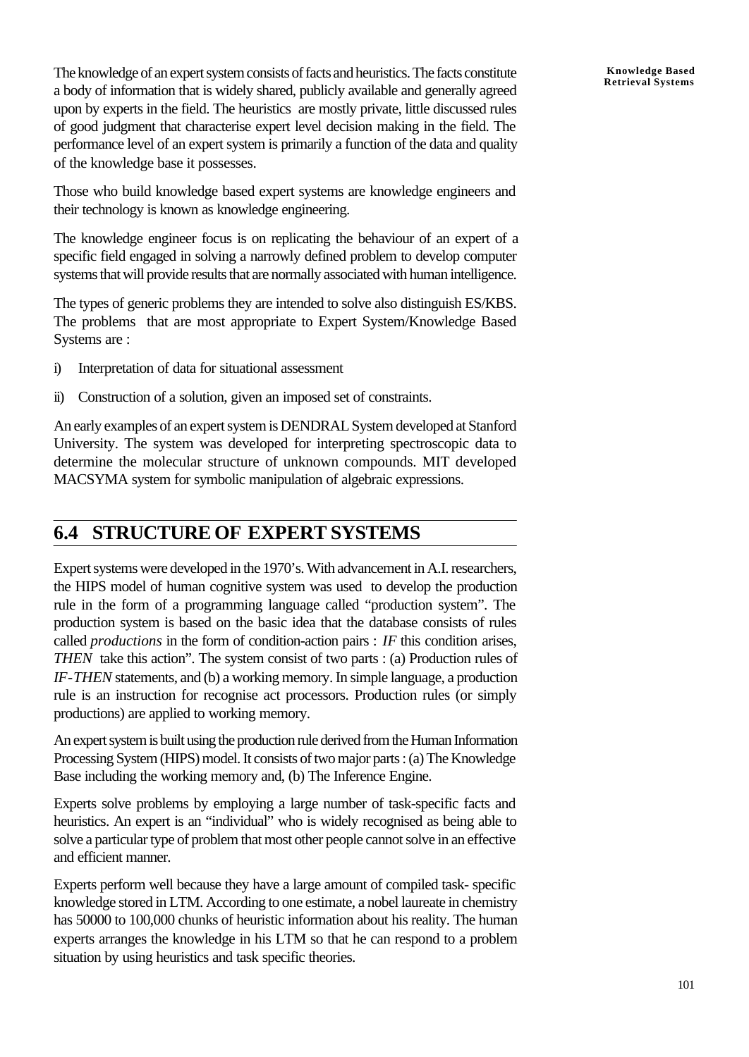The knowledge of an expert system consists of facts and heuristics. The facts constitute a body of information that is widely shared, publicly available and generally agreed upon by experts in the field. The heuristics are mostly private, little discussed rules of good judgment that characterise expert level decision making in the field. The performance level of an expert system is primarily a function of the data and quality of the knowledge base it possesses.

Those who build knowledge based expert systems are knowledge engineers and their technology is known as knowledge engineering.

The knowledge engineer focus is on replicating the behaviour of an expert of a specific field engaged in solving a narrowly defined problem to develop computer systems that will provide results that are normally associated with human intelligence.

The types of generic problems they are intended to solve also distinguish ES/KBS. The problems that are most appropriate to Expert System/Knowledge Based Systems are :

i) Interpretation of data for situational assessment

ii) Construction of a solution, given an imposed set of constraints.

An early examples of an expert system is DENDRAL System developed at Stanford University. The system was developed for interpreting spectroscopic data to determine the molecular structure of unknown compounds. MIT developed MACSYMA system for symbolic manipulation of algebraic expressions.

## 6.4 STRUCTURE OF EXPERT SYSTEMS

Expert systems were developed in the 1970's. With advancement in A.I. researchers, the HIPS model of human cognitive system was used to develop the production rule in the form of a programming language called "production system". The production system is based on the basic idea that the database consists of rules called *productions* in the form of condition-action pairs : *IF* this condition arises, *THEN* take this action". The system consist of two parts : (a) Production rules of *IF-THEN* statements, and (b) a working memory. In simple language, a production rule is an instruction for recognise act processors. Production rules (or simply productions) are applied to working memory.

An expert system is built using the production rule derived from the Human Information Processing System (HIPS) model. It consists of two major parts : (a) The Knowledge Base including the working memory and, (b) The Inference Engine.

Experts solve problems by employing a large number of task-specific facts and heuristics. An expert is an "individual" who is widely recognised as being able to solve a particular type of problem that most other people cannot solve in an effective and efficient manner.

Experts perform well because they have a large amount of compiled task- specific knowledge stored in LTM. According to one estimate, a nobel laureate in chemistry has 50000 to 100,000 chunks of heuristic information about his reality. The human experts arranges the knowledge in his LTM so that he can respond to a problem situation by using heuristics and task specific theories.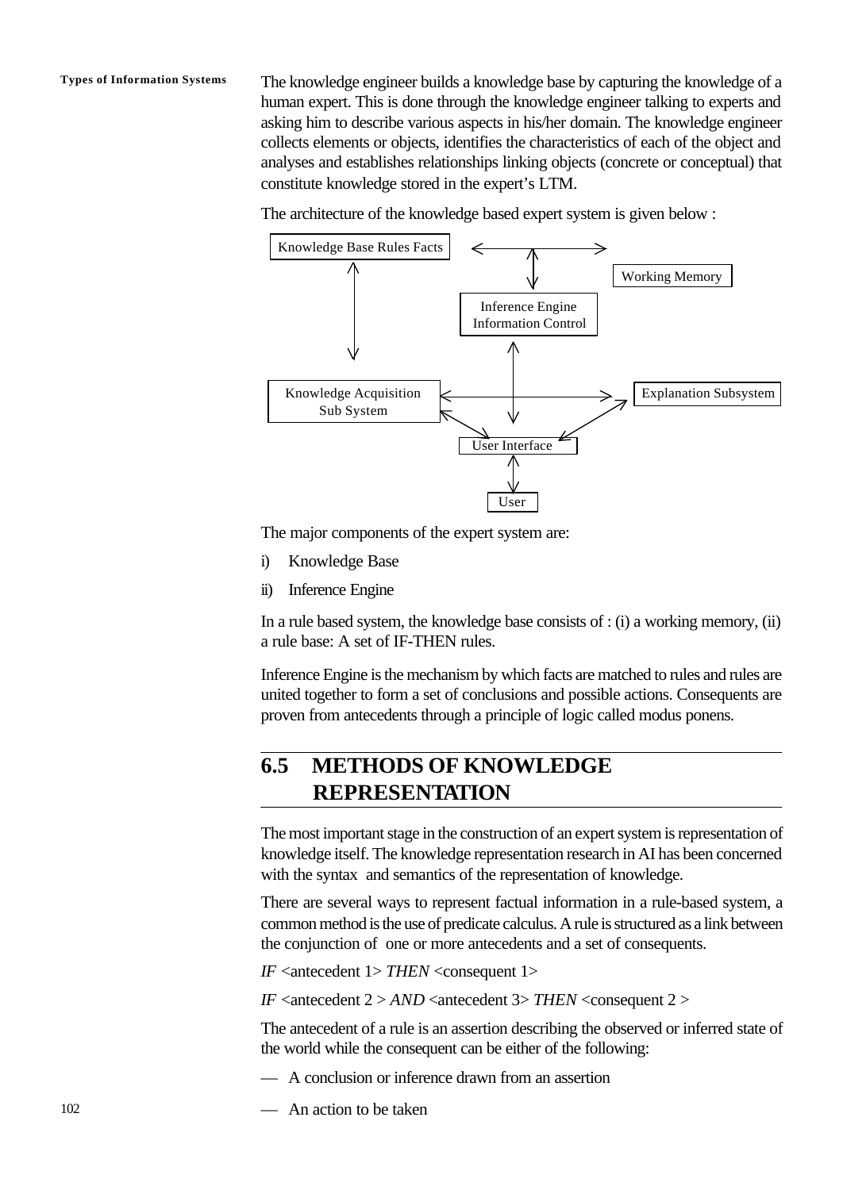The knowledge engineer builds a knowledge base by capturing the knowledge of a human expert. This is done through the knowledge engineer talking to experts and asking him to describe various aspects in his/her domain. The knowledge engineer collects elements or objects, identifies the characteristics of each of the object and analyses and establishes relationships linking objects (concrete or conceptual) that constitute knowledge stored in the expert's LTM.

The architecture of the knowledge based expert system is given below :

Knowledge Base Rules Facts

Working Memory

Inference Engine Information Control

Knowledge Acquisition Sub System

Explanation Subsystem

User Interface

User

The major components of the expert system are:

i) Knowledge Base

ii) Inference Engine

In a rule based system, the knowledge base consists of : (i) a working memory, (ii) a rule base: A set of IF-THEN rules.

Inference Engine is the mechanism by which facts are matched to rules and rules are united together to form a set of conclusions and possible actions. Consequents are proven from antecedents through a principle of logic called modus ponens.

## 6.5 METHODS OF KNOWLEDGE REPRESENTATION

The most important stage in the construction of an expert system is representation of knowledge itself. The knowledge representation research in AI has been concerned with the syntax and semantics of the representation of knowledge.

There are several ways to represent factual information in a rule-based system, a common method is the use of predicate calculus. A rule is structured as a link between the conjunction of one or more antecedents and a set of consequents.

*IF* <antecedent 1> *THEN* <consequent 1>

*IF* <antecedent 2 > *AND* <antecedent 3> *THEN* <consequent 2 >

The antecedent of a rule is an assertion describing the observed or inferred state of the world while the consequent can be either of the following:

— A conclusion or inference drawn from an assertion

— An action to be taken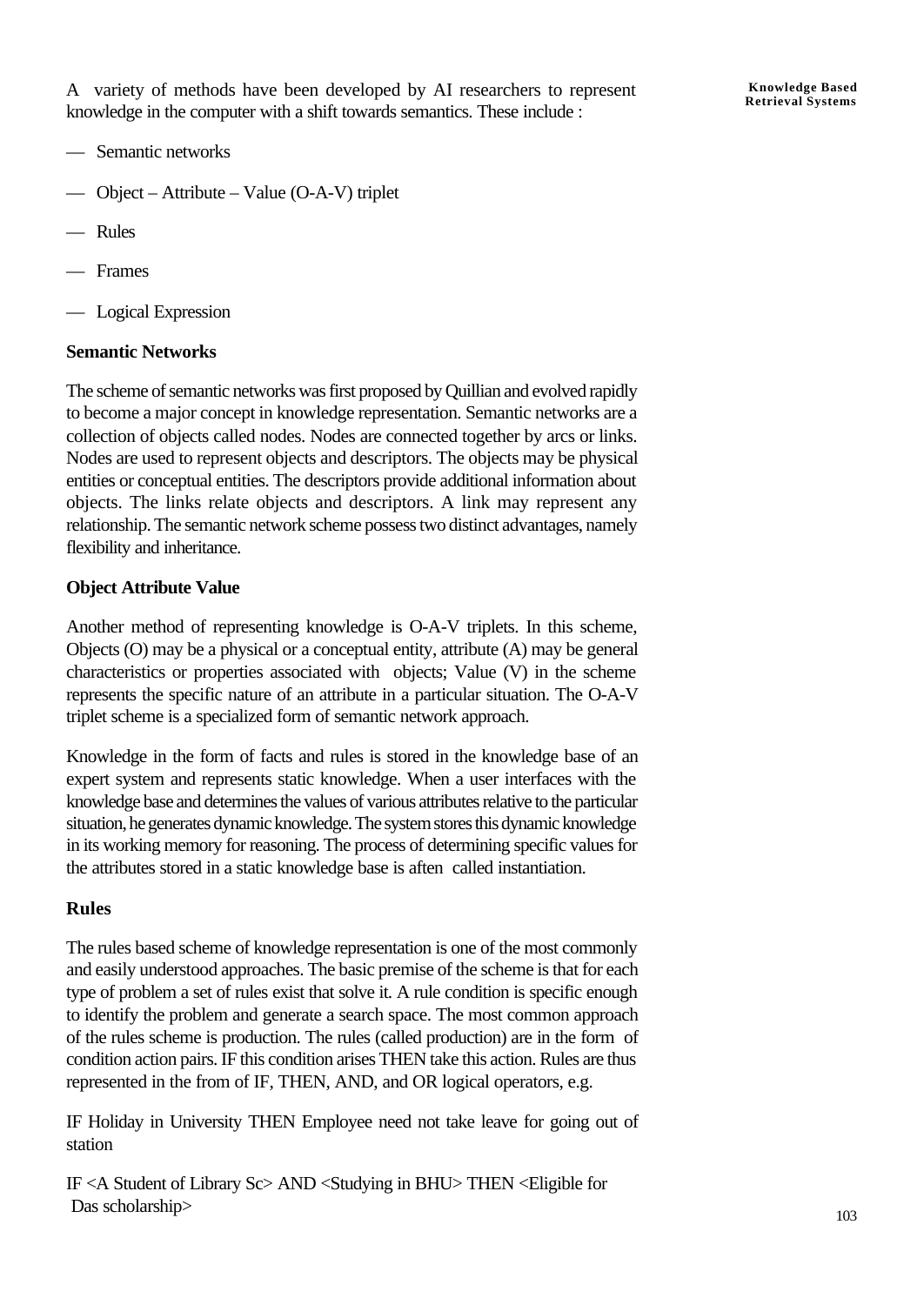A variety of methods have been developed by AI researchers to represent knowledge in the computer with a shift towards semantics. These include :

- Semantic networks
- Object – Attribute – Value (O-A-V) triplet
- Rules
- Frames
- Logical Expression

**Semantic Networks**

The scheme of semantic networks was first proposed by Quillian and evolved rapidly to become a major concept in knowledge representation. Semantic networks are a collection of objects called nodes. Nodes are connected together by arcs or links. Nodes are used to represent objects and descriptors. The objects may be physical entities or conceptual entities. The descriptors provide additional information about objects. The links relate objects and descriptors. A link may represent any relationship. The semantic network scheme possess two distinct advantages, namely flexibility and inheritance.

**Object Attribute Value**

Another method of representing knowledge is O-A-V triplets. In this scheme, Objects (O) may be a physical or a conceptual entity, attribute (A) may be general characteristics or properties associated with objects; Value (V) in the scheme represents the specific nature of an attribute in a particular situation. The O-A-V triplet scheme is a specialized form of semantic network approach.

Knowledge in the form of facts and rules is stored in the knowledge base of an expert system and represents static knowledge. When a user interfaces with the knowledge base and determines the values of various attributes relative to the particular situation, he generates dynamic knowledge. The system stores this dynamic knowledge in its working memory for reasoning. The process of determining specific values for the attributes stored in a static knowledge base is aften called instantiation.

**Rules**

The rules based scheme of knowledge representation is one of the most commonly and easily understood approaches. The basic premise of the scheme is that for each type of problem a set of rules exist that solve it. A rule condition is specific enough to identify the problem and generate a search space. The most common approach of the rules scheme is production. The rules (called production) are in the form of condition action pairs. IF this condition arises THEN take this action. Rules are thus represented in the from of IF, THEN, AND, and OR logical operators, e.g.

IF Holiday in University THEN Employee need not take leave for going out of station

IF <A Student of Library Sc> AND <Studying in BHU> THEN <Eligible for Das scholarship>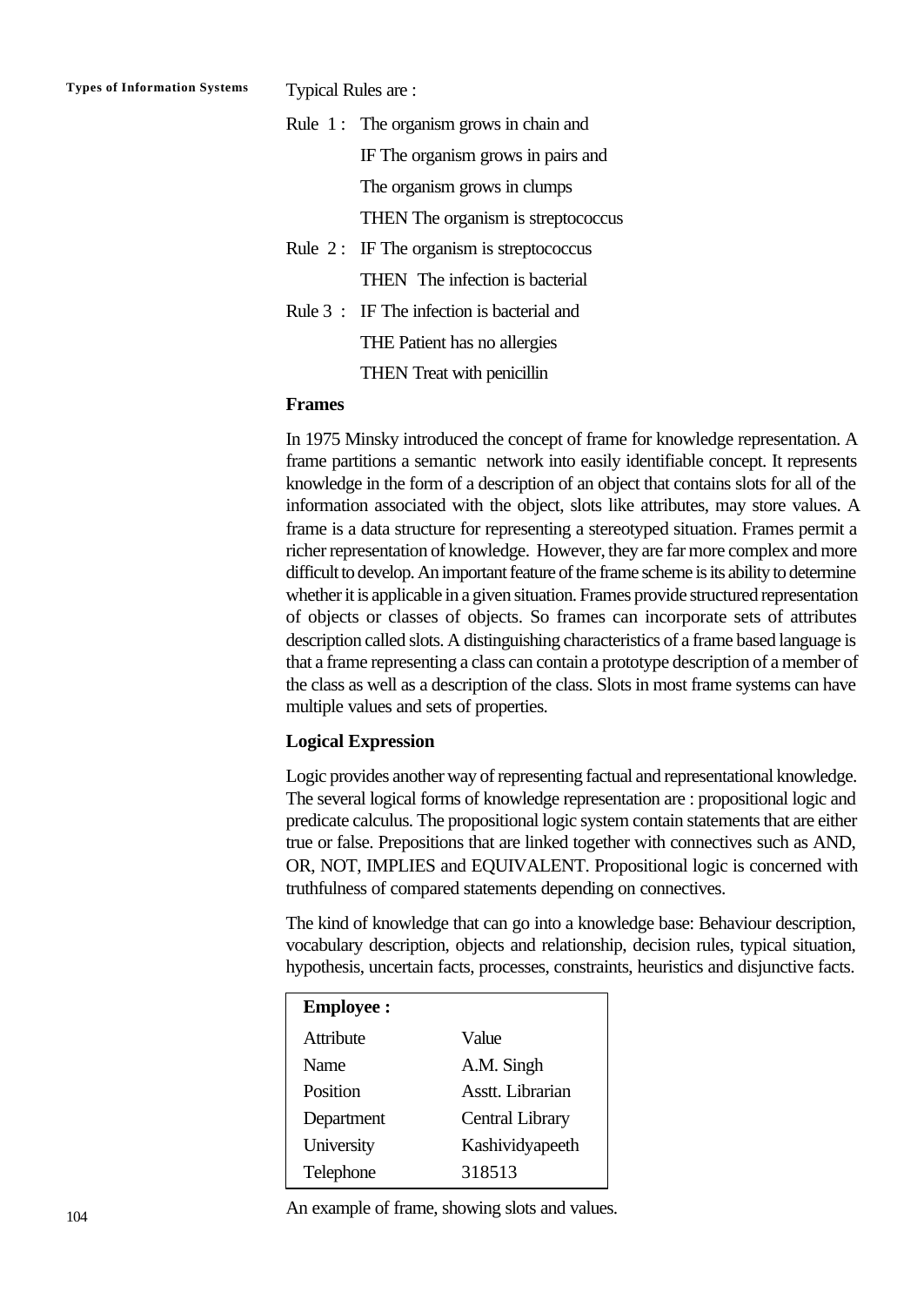Typical Rules are :

Rule 1 : The organism grows in chain and

IF The organism grows in pairs and

The organism grows in clumps

THEN The organism is streptococcus

Rule 2 : IF The organism is streptococcus

THEN The infection is bacterial

Rule 3 : IF The infection is bacterial and

THE Patient has no allergies

THEN Treat with penicillin

**Frames**

In 1975 Minsky introduced the concept of frame for knowledge representation. A frame partitions a semantic network into easily identifiable concept. It represents knowledge in the form of a description of an object that contains slots for all of the information associated with the object, slots like attributes, may store values. A frame is a data structure for representing a stereotyped situation. Frames permit a richer representation of knowledge. However, they are far more complex and more difficult to develop. An important feature of the frame scheme is its ability to determine whether it is applicable in a given situation. Frames provide structured representation of objects or classes of objects. So frames can incorporate sets of attributes description called slots. A distinguishing characteristics of a frame based language is that a frame representing a class can contain a prototype description of a member of the class as well as a description of the class. Slots in most frame systems can have multiple values and sets of properties.

**Logical Expression**

Logic provides another way of representing factual and representational knowledge. The several logical forms of knowledge representation are : propositional logic and predicate calculus. The propositional logic system contain statements that are either true or false. Prepositions that are linked together with connectives such as AND, OR, NOT, IMPLIES and EQUIVALENT. Propositional logic is concerned with truthfulness of compared statements depending on connectives.

The kind of knowledge that can go into a knowledge base: Behaviour description, vocabulary description, objects and relationship, decision rules, typical situation, hypothesis, uncertain facts, processes, constraints, heuristics and disjunctive facts.

| **Employee :** | |
|---|---|
| Attribute | Value |
| Name | A.M. Singh |
| Position | Asstt. Librarian |
| Department | Central Library |
| University | Kashividyapeeth |
| Telephone | 318513 |

An example of frame, showing slots and values.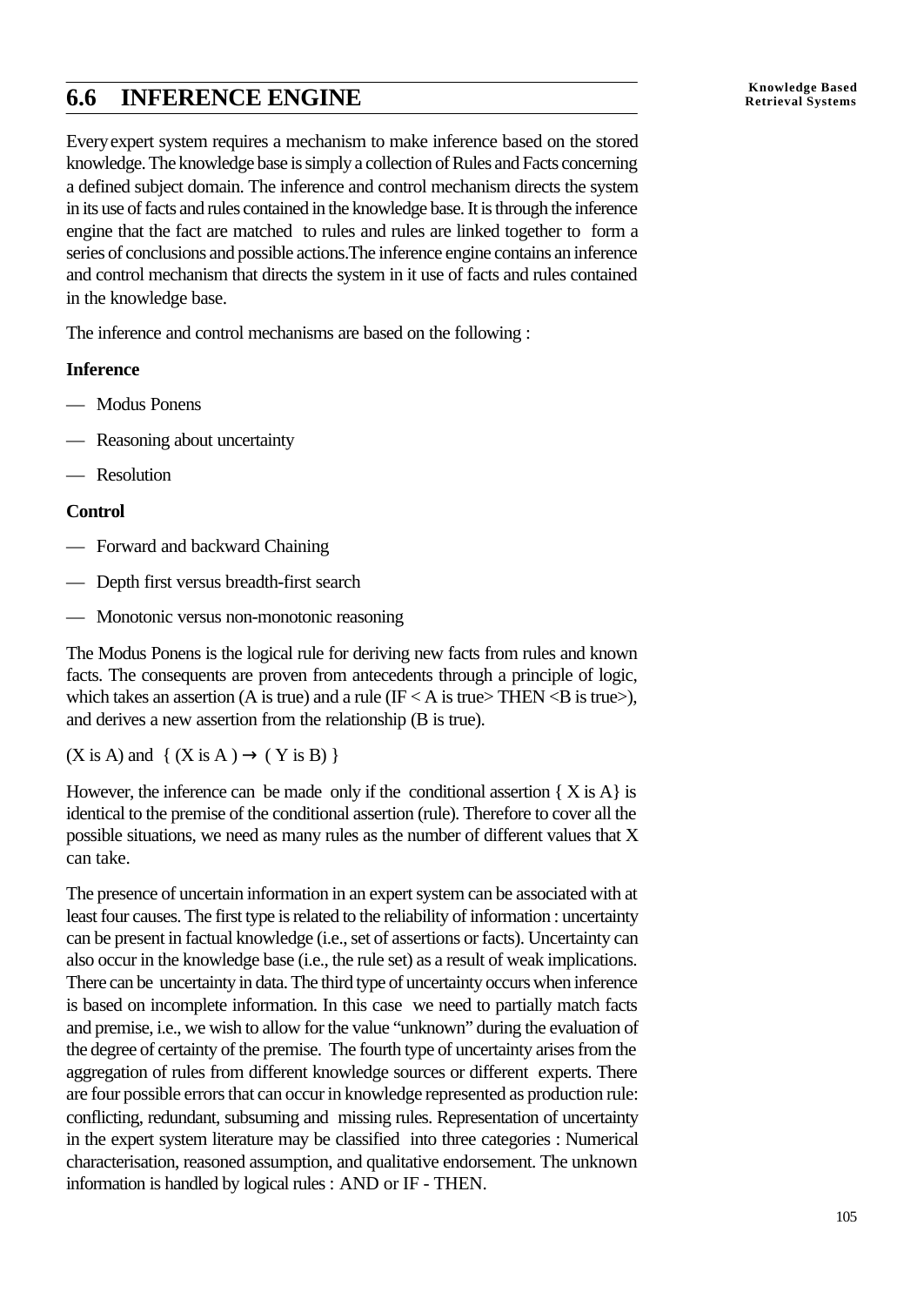## 6.6 INFERENCE ENGINE

Every expert system requires a mechanism to make inference based on the stored knowledge. The knowledge base is simply a collection of Rules and Facts concerning a defined subject domain. The inference and control mechanism directs the system in its use of facts and rules contained in the knowledge base. It is through the inference engine that the fact are matched to rules and rules are linked together to form a series of conclusions and possible actions.The inference engine contains an inference and control mechanism that directs the system in it use of facts and rules contained in the knowledge base.

The inference and control mechanisms are based on the following :

**Inference**

— Modus Ponens

— Reasoning about uncertainty

— Resolution

**Control**

— Forward and backward Chaining

— Depth first versus breadth-first search

— Monotonic versus non-monotonic reasoning

The Modus Ponens is the logical rule for deriving new facts from rules and known facts. The consequents are proven from antecedents through a principle of logic, which takes an assertion (A is true) and a rule (IF < A is true> THEN <B is true>), and derives a new assertion from the relationship (B is true).

(X is A) and { (X is A ) $\rightarrow$ ( Y is B) }

However, the inference can be made only if the conditional assertion { X is A} is identical to the premise of the conditional assertion (rule). Therefore to cover all the possible situations, we need as many rules as the number of different values that X can take.

The presence of uncertain information in an expert system can be associated with at least four causes. The first type is related to the reliability of information : uncertainty can be present in factual knowledge (i.e., set of assertions or facts). Uncertainty can also occur in the knowledge base (i.e., the rule set) as a result of weak implications. There can be uncertainty in data. The third type of uncertainty occurs when inference is based on incomplete information. In this case we need to partially match facts and premise, i.e., we wish to allow for the value "unknown" during the evaluation of the degree of certainty of the premise. The fourth type of uncertainty arises from the aggregation of rules from different knowledge sources or different experts. There are four possible errors that can occur in knowledge represented as production rule: conflicting, redundant, subsuming and missing rules. Representation of uncertainty in the expert system literature may be classified into three categories : Numerical characterisation, reasoned assumption, and qualitative endorsement. The unknown information is handled by logical rules : AND or IF - THEN.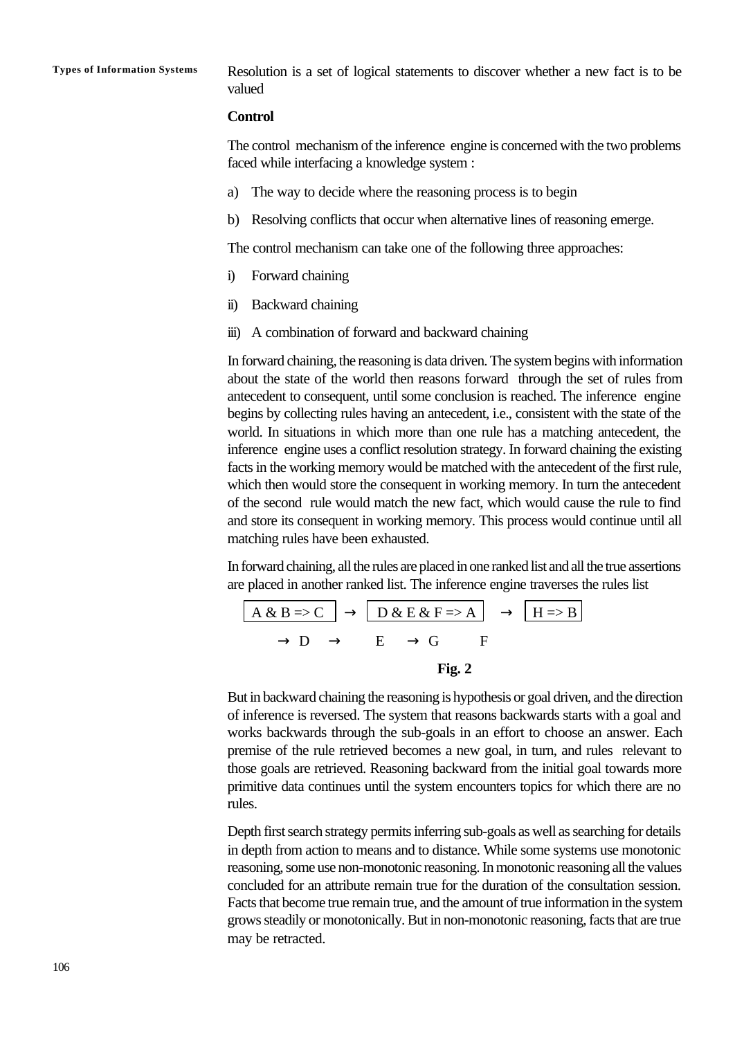Resolution is a set of logical statements to discover whether a new fact is to be valued

**Control**

The control mechanism of the inference engine is concerned with the two problems faced while interfacing a knowledge system :

a) The way to decide where the reasoning process is to begin

b) Resolving conflicts that occur when alternative lines of reasoning emerge.

The control mechanism can take one of the following three approaches:

i) Forward chaining

ii) Backward chaining

iii) A combination of forward and backward chaining

In forward chaining, the reasoning is data driven. The system begins with information about the state of the world then reasons forward through the set of rules from antecedent to consequent, until some conclusion is reached. The inference engine begins by collecting rules having an antecedent, i.e., consistent with the state of the world. In situations in which more than one rule has a matching antecedent, the inference engine uses a conflict resolution strategy. In forward chaining the existing facts in the working memory would be matched with the antecedent of the first rule, which then would store the consequent in working memory. In turn the antecedent of the second rule would match the new fact, which would cause the rule to find and store its consequent in working memory. This process would continue until all matching rules have been exhausted.

In forward chaining, all the rules are placed in one ranked list and all the true assertions are placed in another ranked list. The inference engine traverses the rules list

A & B => C → D & E & F => A → H => B

→ D → E → G F

**Fig. 2**

But in backward chaining the reasoning is hypothesis or goal driven, and the direction of inference is reversed. The system that reasons backwards starts with a goal and works backwards through the sub-goals in an effort to choose an answer. Each premise of the rule retrieved becomes a new goal, in turn, and rules relevant to those goals are retrieved. Reasoning backward from the initial goal towards more primitive data continues until the system encounters topics for which there are no rules.

Depth first search strategy permits inferring sub-goals as well as searching for details in depth from action to means and to distance. While some systems use monotonic reasoning, some use non-monotonic reasoning. In monotonic reasoning all the values concluded for an attribute remain true for the duration of the consultation session. Facts that become true remain true, and the amount of true information in the system grows steadily or monotonically. But in non-monotonic reasoning, facts that are true may be retracted.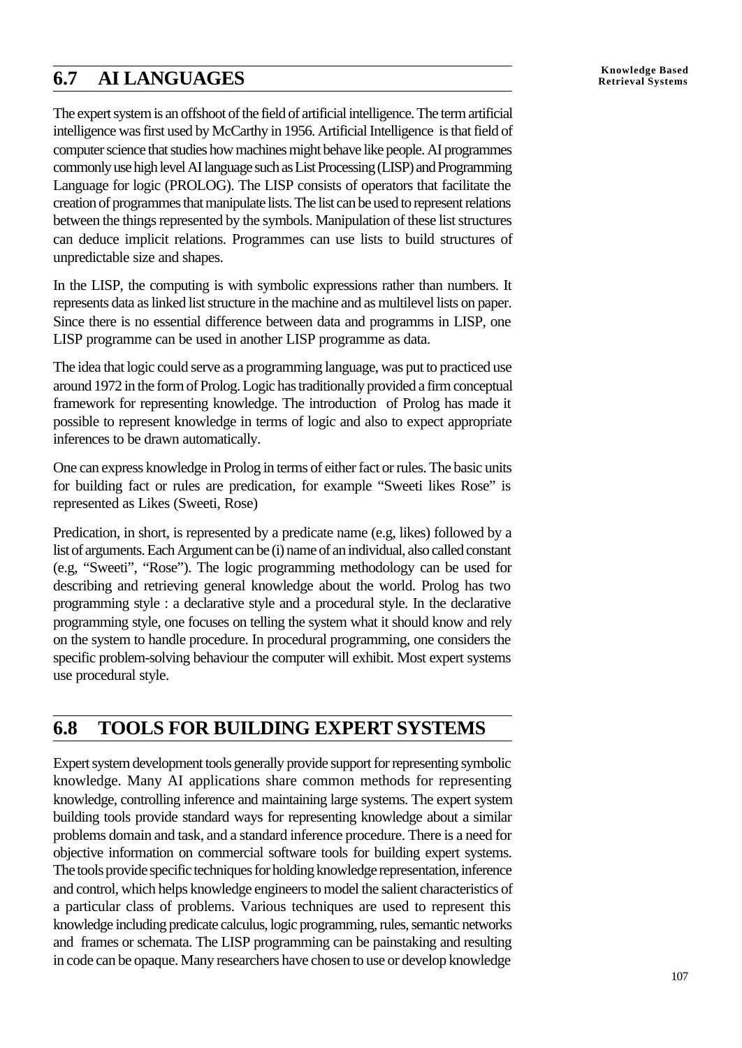## 6.7 AI LANGUAGES

The expert system is an offshoot of the field of artificial intelligence. The term artificial intelligence was first used by McCarthy in 1956. Artificial Intelligence is that field of computer science that studies how machines might behave like people. AI programmes commonly use high level AI language such as List Processing (LISP) and Programming Language for logic (PROLOG). The LISP consists of operators that facilitate the creation of programmes that manipulate lists. The list can be used to represent relations between the things represented by the symbols. Manipulation of these list structures can deduce implicit relations. Programmes can use lists to build structures of unpredictable size and shapes.

In the LISP, the computing is with symbolic expressions rather than numbers. It represents data as linked list structure in the machine and as multilevel lists on paper. Since there is no essential difference between data and programms in LISP, one LISP programme can be used in another LISP programme as data.

The idea that logic could serve as a programming language, was put to practiced use around 1972 in the form of Prolog. Logic has traditionally provided a firm conceptual framework for representing knowledge. The introduction of Prolog has made it possible to represent knowledge in terms of logic and also to expect appropriate inferences to be drawn automatically.

One can express knowledge in Prolog in terms of either fact or rules. The basic units for building fact or rules are predication, for example "Sweeti likes Rose" is represented as Likes (Sweeti, Rose)

Predication, in short, is represented by a predicate name (e.g, likes) followed by a list of arguments. Each Argument can be (i) name of an individual, also called constant (e.g, "Sweeti", "Rose"). The logic programming methodology can be used for describing and retrieving general knowledge about the world. Prolog has two programming style : a declarative style and a procedural style. In the declarative programming style, one focuses on telling the system what it should know and rely on the system to handle procedure. In procedural programming, one considers the specific problem-solving behaviour the computer will exhibit. Most expert systems use procedural style.

## 6.8 TOOLS FOR BUILDING EXPERT SYSTEMS

Expert system development tools generally provide support for representing symbolic knowledge. Many AI applications share common methods for representing knowledge, controlling inference and maintaining large systems. The expert system building tools provide standard ways for representing knowledge about a similar problems domain and task, and a standard inference procedure. There is a need for objective information on commercial software tools for building expert systems. The tools provide specific techniques for holding knowledge representation, inference and control, which helps knowledge engineers to model the salient characteristics of a particular class of problems. Various techniques are used to represent this knowledge including predicate calculus, logic programming, rules, semantic networks and frames or schemata. The LISP programming can be painstaking and resulting in code can be opaque. Many researchers have chosen to use or develop knowledge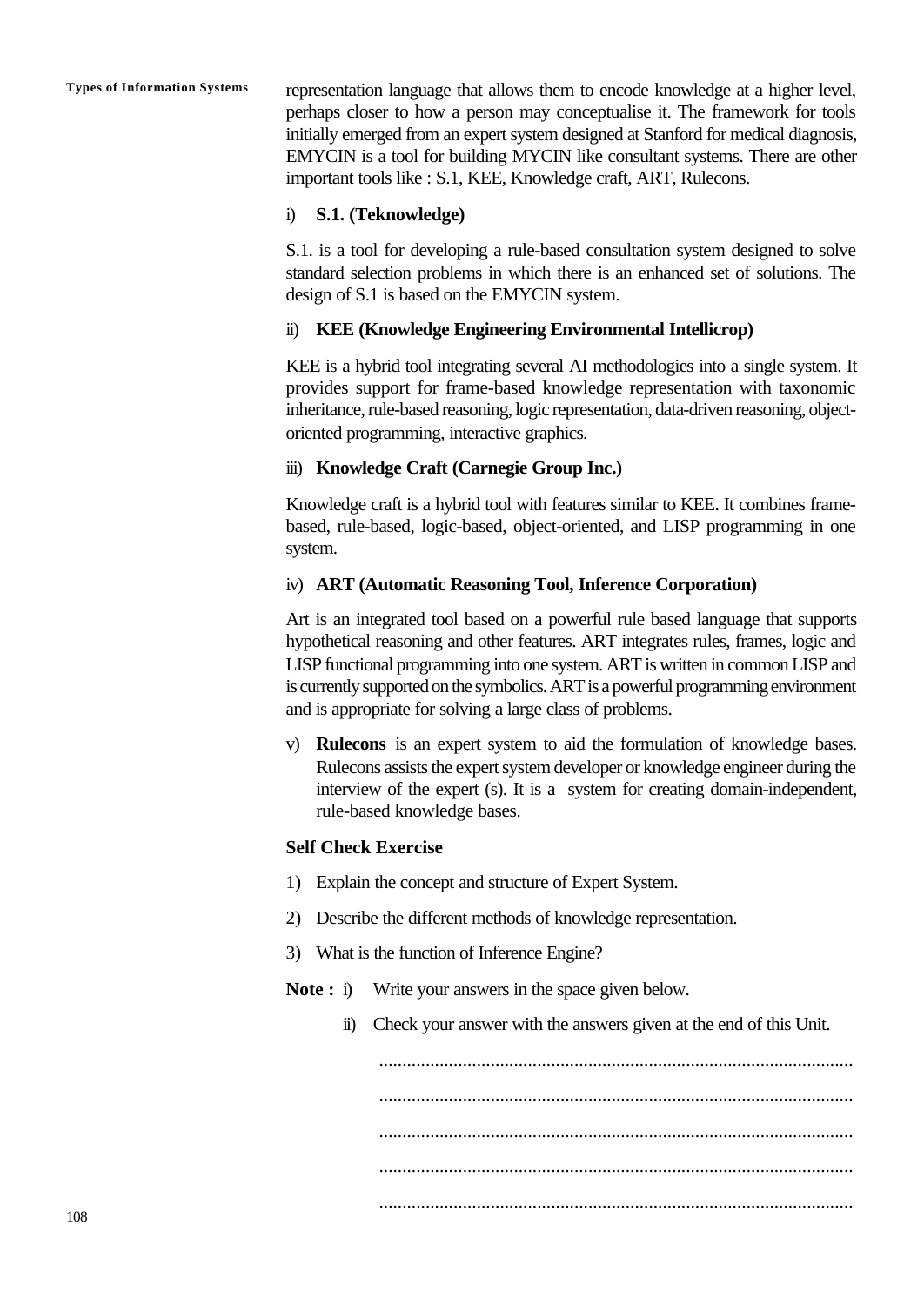representation language that allows them to encode knowledge at a higher level, perhaps closer to how a person may conceptualise it. The framework for tools initially emerged from an expert system designed at Stanford for medical diagnosis, EMYCIN is a tool for building MYCIN like consultant systems. There are other important tools like : S.1, KEE, Knowledge craft, ART, Rulecons.

i) **S.1. (Teknowledge)**

S.1. is a tool for developing a rule-based consultation system designed to solve standard selection problems in which there is an enhanced set of solutions. The design of S.1 is based on the EMYCIN system.

ii) **KEE (Knowledge Engineering Environmental Intellicrop)**

KEE is a hybrid tool integrating several AI methodologies into a single system. It provides support for frame-based knowledge representation with taxonomic inheritance, rule-based reasoning, logic representation, data-driven reasoning, object-oriented programming, interactive graphics.

iii) **Knowledge Craft (Carnegie Group Inc.)**

Knowledge craft is a hybrid tool with features similar to KEE. It combines frame-based, rule-based, logic-based, object-oriented, and LISP programming in one system.

iv) **ART (Automatic Reasoning Tool, Inference Corporation)**

Art is an integrated tool based on a powerful rule based language that supports hypothetical reasoning and other features. ART integrates rules, frames, logic and LISP functional programming into one system. ART is written in common LISP and is currently supported on the symbolics. ART is a powerful programming environment and is appropriate for solving a large class of problems.

v) **Rulecons** is an expert system to aid the formulation of knowledge bases. Rulecons assists the expert system developer or knowledge engineer during the interview of the expert (s). It is a system for creating domain-independent, rule-based knowledge bases.

**Self Check Exercise**

1) Explain the concept and structure of Expert System.

2) Describe the different methods of knowledge representation.

3) What is the function of Inference Engine?

**Note :** i) Write your answers in the space given below.

ii) Check your answer with the answers given at the end of this Unit.

.....................................................................................................

.....................................................................................................

.....................................................................................................

.....................................................................................................

.....................................................................................................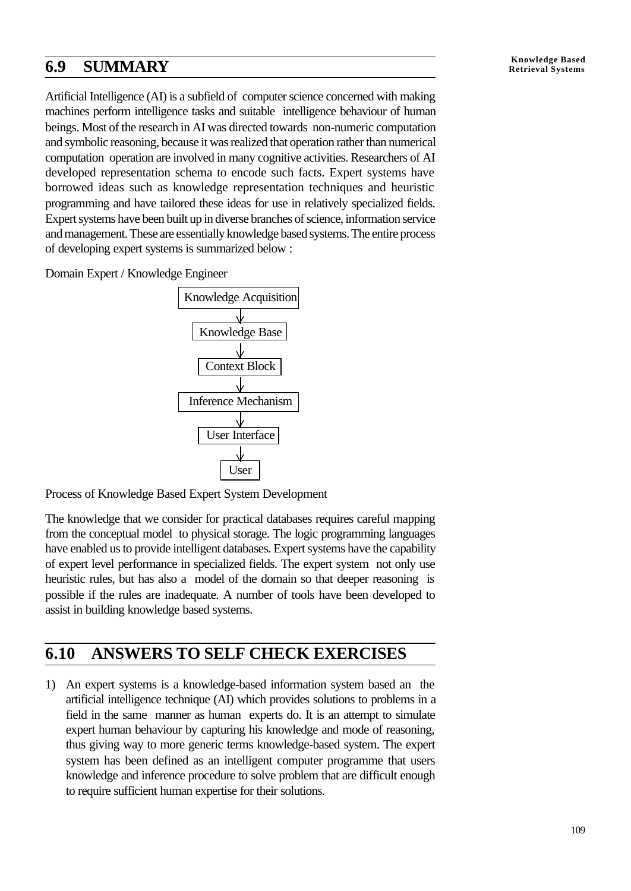## 6.9 SUMMARY

Artificial Intelligence (AI) is a subfield of computer science concerned with making machines perform intelligence tasks and suitable intelligence behaviour of human beings. Most of the research in AI was directed towards non-numeric computation and symbolic reasoning, because it was realized that operation rather than numerical computation operation are involved in many cognitive activities. Researchers of AI developed representation schema to encode such facts. Expert systems have borrowed ideas such as knowledge representation techniques and heuristic programming and have tailored these ideas for use in relatively specialized fields. Expert systems have been built up in diverse branches of science, information service and management. These are essentially knowledge based systems. The entire process of developing expert systems is summarized below :

Domain Expert / Knowledge Engineer

Knowledge Acquisition
↓
Knowledge Base
↓
Context Block
↓
Inference Mechanism
↓
User Interface
↓
User

Process of Knowledge Based Expert System Development

The knowledge that we consider for practical databases requires careful mapping from the conceptual model to physical storage. The logic programming languages have enabled us to provide intelligent databases. Expert systems have the capability of expert level performance in specialized fields. The expert system not only use heuristic rules, but has also a model of the domain so that deeper reasoning is possible if the rules are inadequate. A number of tools have been developed to assist in building knowledge based systems.

## 6.10 ANSWERS TO SELF CHECK EXERCISES

1) An expert systems is a knowledge-based information system based an the artificial intelligence technique (AI) which provides solutions to problems in a field in the same manner as human experts do. It is an attempt to simulate expert human behaviour by capturing his knowledge and mode of reasoning, thus giving way to more generic terms knowledge-based system. The expert system has been defined as an intelligent computer programme that users knowledge and inference procedure to solve problem that are difficult enough to require sufficient human expertise for their solutions.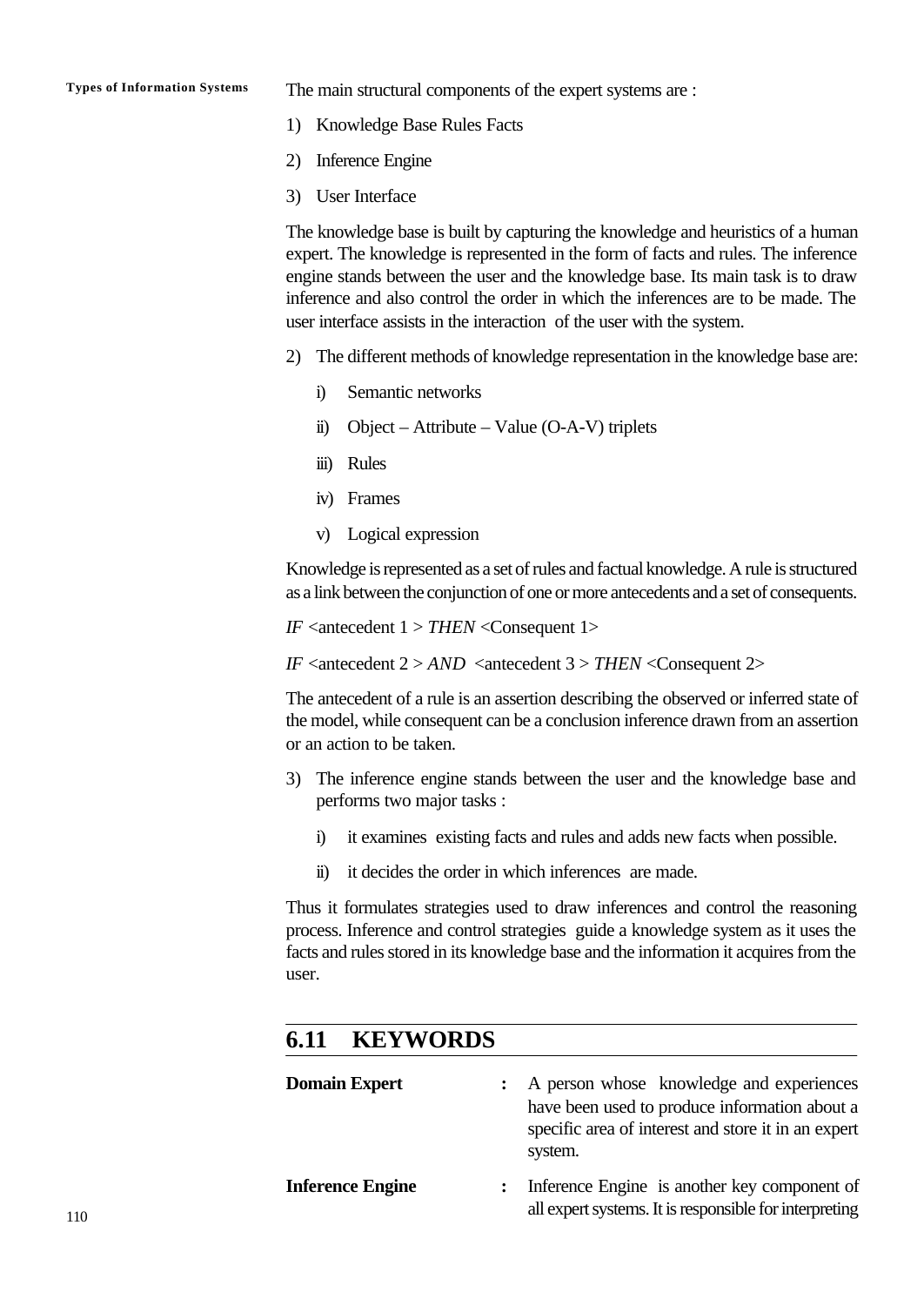The main structural components of the expert systems are :

1) Knowledge Base Rules Facts
2) Inference Engine
3) User Interface

The knowledge base is built by capturing the knowledge and heuristics of a human expert. The knowledge is represented in the form of facts and rules. The inference engine stands between the user and the knowledge base. Its main task is to draw inference and also control the order in which the inferences are to be made. The user interface assists in the interaction of the user with the system.

2) The different methods of knowledge representation in the knowledge base are:

   i) Semantic networks
   ii) Object – Attribute – Value (O-A-V) triplets
   iii) Rules
   iv) Frames
   v) Logical expression

Knowledge is represented as a set of rules and factual knowledge. A rule is structured as a link between the conjunction of one or more antecedents and a set of consequents.

*IF* <antecedent 1 > *THEN* <Consequent 1>

*IF* <antecedent 2 > *AND* <antecedent 3 > *THEN* <Consequent 2>

The antecedent of a rule is an assertion describing the observed or inferred state of the model, while consequent can be a conclusion inference drawn from an assertion or an action to be taken.

3) The inference engine stands between the user and the knowledge base and performs two major tasks :

   i) it examines existing facts and rules and adds new facts when possible.
   ii) it decides the order in which inferences are made.

Thus it formulates strategies used to draw inferences and control the reasoning process. Inference and control strategies guide a knowledge system as it uses the facts and rules stored in its knowledge base and the information it acquires from the user.

## 6.11 KEYWORDS

**Domain Expert** : A person whose knowledge and experiences have been used to produce information about a specific area of interest and store it in an expert system.

**Inference Engine** : Inference Engine is another key component of all expert systems. It is responsible for interpreting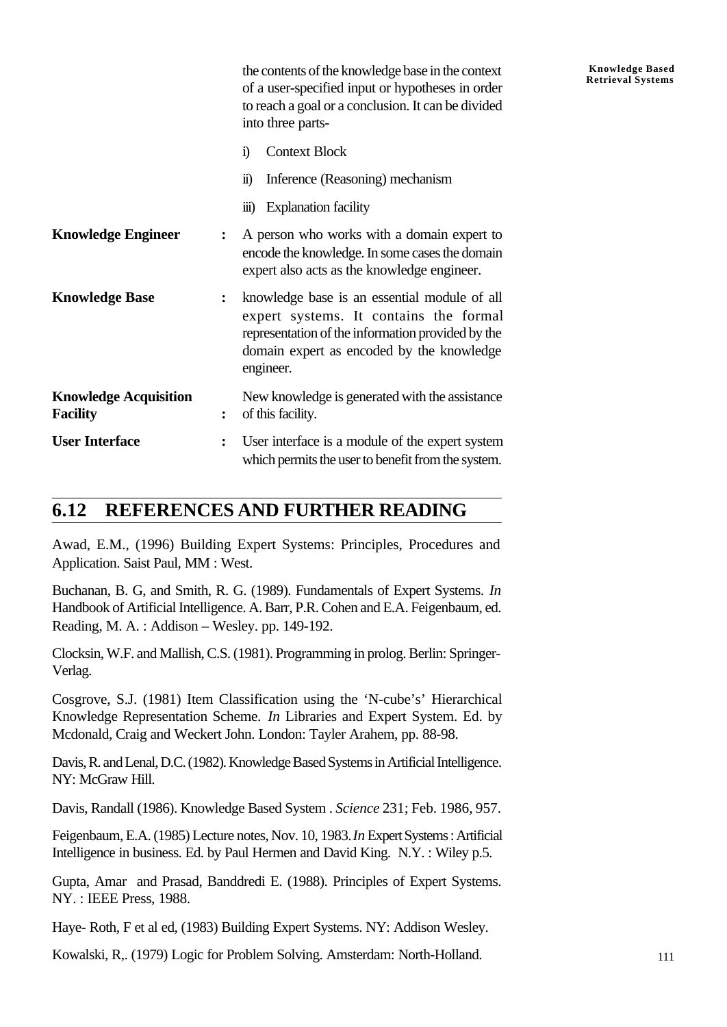the contents of the knowledge base in the context of a user-specified input or hypotheses in order to reach a goal or a conclusion. It can be divided into three parts-

i) Context Block

ii) Inference (Reasoning) mechanism

iii) Explanation facility

**Knowledge Engineer** : A person who works with a domain expert to encode the knowledge. In some cases the domain expert also acts as the knowledge engineer.

**Knowledge Base** : knowledge base is an essential module of all expert systems. It contains the formal representation of the information provided by the domain expert as encoded by the knowledge engineer.

**Knowledge Acquisition Facility** : New knowledge is generated with the assistance of this facility.

**User Interface** : User interface is a module of the expert system which permits the user to benefit from the system.

## 6.12 REFERENCES AND FURTHER READING

Awad, E.M., (1996) Building Expert Systems: Principles, Procedures and Application. Saist Paul, MM : West.

Buchanan, B. G, and Smith, R. G. (1989). Fundamentals of Expert Systems. *In* Handbook of Artificial Intelligence. A. Barr, P.R. Cohen and E.A. Feigenbaum, ed. Reading, M. A. : Addison – Wesley. pp. 149-192.

Clocksin, W.F. and Mallish, C.S. (1981). Programming in prolog. Berlin: Springer-Verlag.

Cosgrove, S.J. (1981) Item Classification using the 'N-cube's' Hierarchical Knowledge Representation Scheme. *In* Libraries and Expert System. Ed. by Mcdonald, Craig and Weckert John. London: Tayler Arahem, pp. 88-98.

Davis, R. and Lenal, D.C. (1982). Knowledge Based Systems in Artificial Intelligence. NY: McGraw Hill.

Davis, Randall (1986). Knowledge Based System . *Science* 231; Feb. 1986, 957.

Feigenbaum, E.A. (1985) Lecture notes, Nov. 10, 1983. *In* Expert Systems : Artificial Intelligence in business. Ed. by Paul Hermen and David King. N.Y. : Wiley p.5.

Gupta, Amar and Prasad, Banddredi E. (1988). Principles of Expert Systems. NY. : IEEE Press, 1988.

Haye- Roth, F et al ed, (1983) Building Expert Systems. NY: Addison Wesley.

Kowalski, R,. (1979) Logic for Problem Solving. Amsterdam: North-Holland.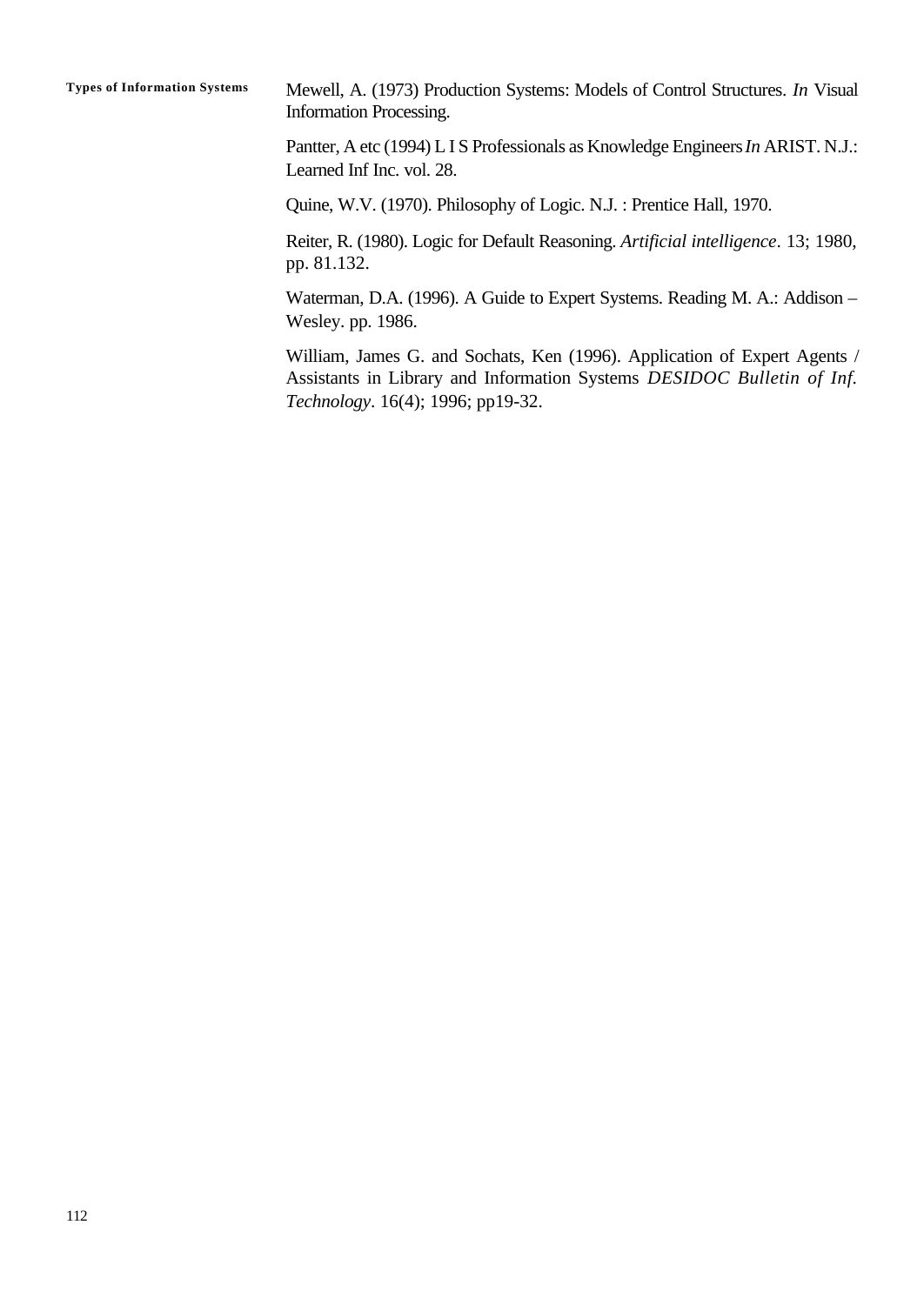Mewell, A. (1973) Production Systems: Models of Control Structures. *In* Visual Information Processing.

Pantter, A etc (1994) L I S Professionals as Knowledge Engineers *In* ARIST. N.J.: Learned Inf Inc. vol. 28.

Quine, W.V. (1970). Philosophy of Logic. N.J. : Prentice Hall, 1970.

Reiter, R. (1980). Logic for Default Reasoning. *Artificial intelligence*. 13; 1980, pp. 81.132.

Waterman, D.A. (1996). A Guide to Expert Systems. Reading M. A.: Addison – Wesley. pp. 1986.

William, James G. and Sochats, Ken (1996). Application of Expert Agents / Assistants in Library and Information Systems *DESIDOC Bulletin of Inf. Technology*. 16(4); 1996; pp19-32.